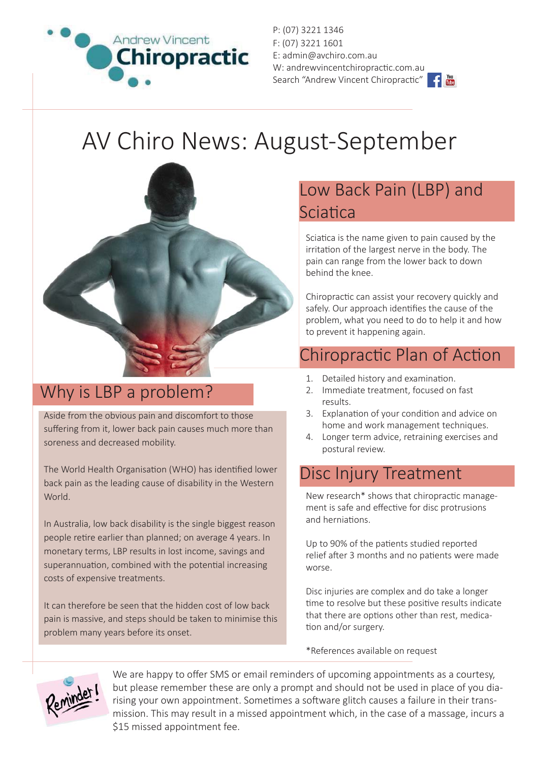Andrew Vincent Chiropractic

P: (07) 3221 1346
F: (07) 3221 1601
E: admin@avchiro.com.au
W: andrewvincentchiropractic.com.au
Search "Andrew Vincent Chiropractic"

# AV Chiro News: August-September

## Why is LBP a problem?

Aside from the obvious pain and discomfort to those suffering from it, lower back pain causes much more than soreness and decreased mobility.

The World Health Organisation (WHO) has identified lower back pain as the leading cause of disability in the Western World.

In Australia, low back disability is the single biggest reason people retire earlier than planned; on average 4 years. In monetary terms, LBP results in lost income, savings and superannuation, combined with the potential increasing costs of expensive treatments.

It can therefore be seen that the hidden cost of low back pain is massive, and steps should be taken to minimise this problem many years before its onset.

## Low Back Pain (LBP) and Sciatica

Sciatica is the name given to pain caused by the irritation of the largest nerve in the body. The pain can range from the lower back to down behind the knee.

Chiropractic can assist your recovery quickly and safely. Our approach identifies the cause of the problem, what you need to do to help it and how to prevent it happening again.

## Chiropractic Plan of Action

1. Detailed history and examination.
2. Immediate treatment, focused on fast results.
3. Explanation of your condition and advice on home and work management techniques.
4. Longer term advice, retraining exercises and postural review.

## Disc Injury Treatment

New research* shows that chiropractic management is safe and effective for disc protrusions and herniations.

Up to 90% of the patients studied reported relief after 3 months and no patients were made worse.

Disc injuries are complex and do take a longer time to resolve but these positive results indicate that there are options other than rest, medication and/or surgery.

*References available on request

Reminder!

We are happy to offer SMS or email reminders of upcoming appointments as a courtesy, but please remember these are only a prompt and should not be used in place of you diarising your own appointment. Sometimes a software glitch causes a failure in their transmission. This may result in a missed appointment which, in the case of a massage, incurs a $15 missed appointment fee.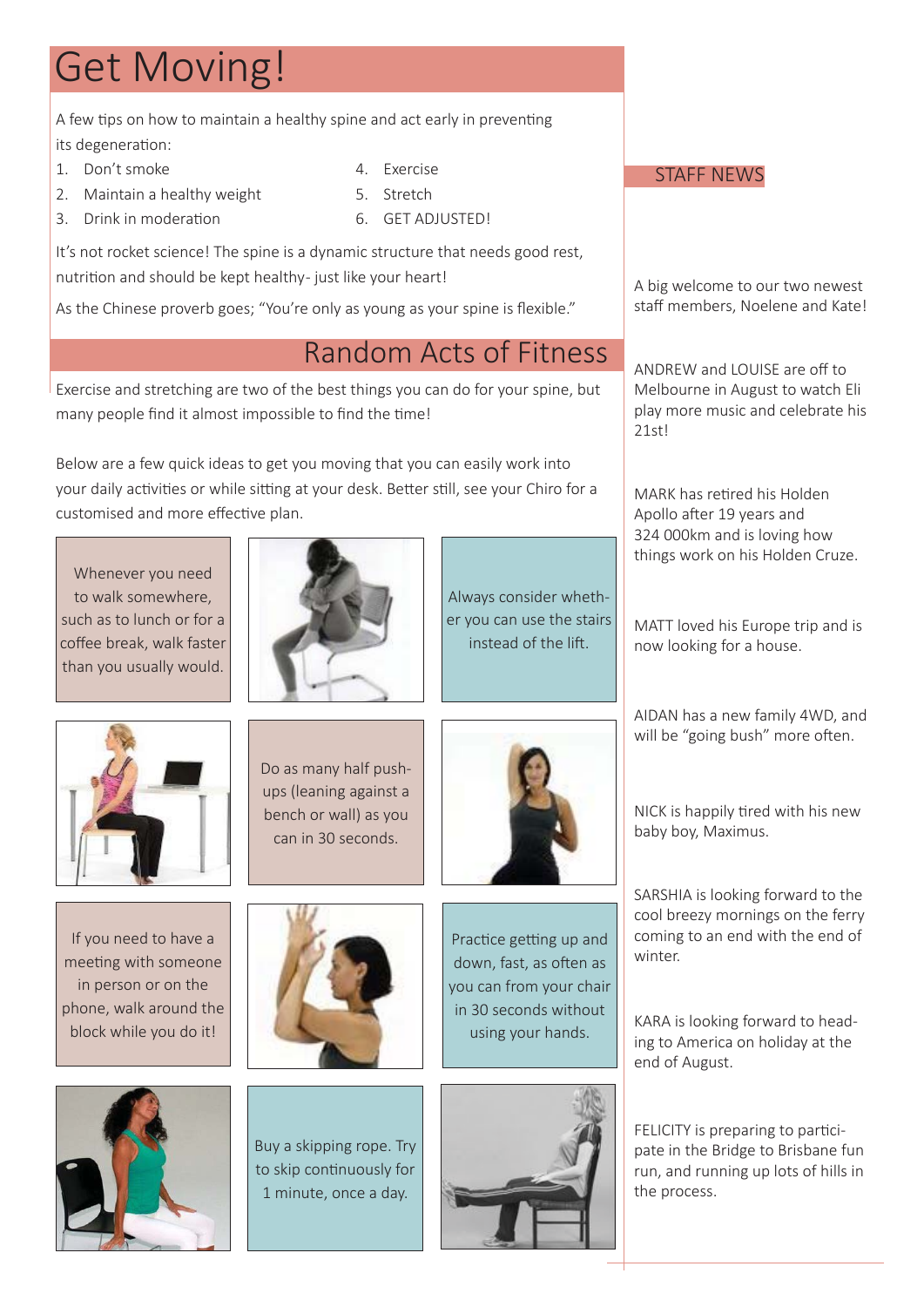# Get Moving!

A few tips on how to maintain a healthy spine and act early in preventing its degeneration:

1. Don't smoke
2. Maintain a healthy weight
3. Drink in moderation
4. Exercise
5. Stretch
6. GET ADJUSTED!

It's not rocket science! The spine is a dynamic structure that needs good rest, nutrition and should be kept healthy- just like your heart!

As the Chinese proverb goes; "You're only as young as your spine is flexible."

## Random Acts of Fitness

Exercise and stretching are two of the best things you can do for your spine, but many people find it almost impossible to find the time!

Below are a few quick ideas to get you moving that you can easily work into your daily activities or while sitting at your desk. Better still, see your Chiro for a customised and more effective plan.

Whenever you need to walk somewhere, such as to lunch or for a coffee break, walk faster than you usually would.

Always consider whether you can use the stairs instead of the lift.

Do as many half push-ups (leaning against a bench or wall) as you can in 30 seconds.

If you need to have a meeting with someone in person or on the phone, walk around the block while you do it!

Practice getting up and down, fast, as often as you can from your chair in 30 seconds without using your hands.

Buy a skipping rope. Try to skip continuously for 1 minute, once a day.

## STAFF NEWS

A big welcome to our two newest staff members, Noelene and Kate!

ANDREW and LOUISE are off to Melbourne in August to watch Eli play more music and celebrate his 21st!

MARK has retired his Holden Apollo after 19 years and 324 000km and is loving how things work on his Holden Cruze.

MATT loved his Europe trip and is now looking for a house.

AIDAN has a new family 4WD, and will be "going bush" more often.

NICK is happily tired with his new baby boy, Maximus.

SARSHIA is looking forward to the cool breezy mornings on the ferry coming to an end with the end of winter.

KARA is looking forward to heading to America on holiday at the end of August.

FELICITY is preparing to participate in the Bridge to Brisbane fun run, and running up lots of hills in the process.